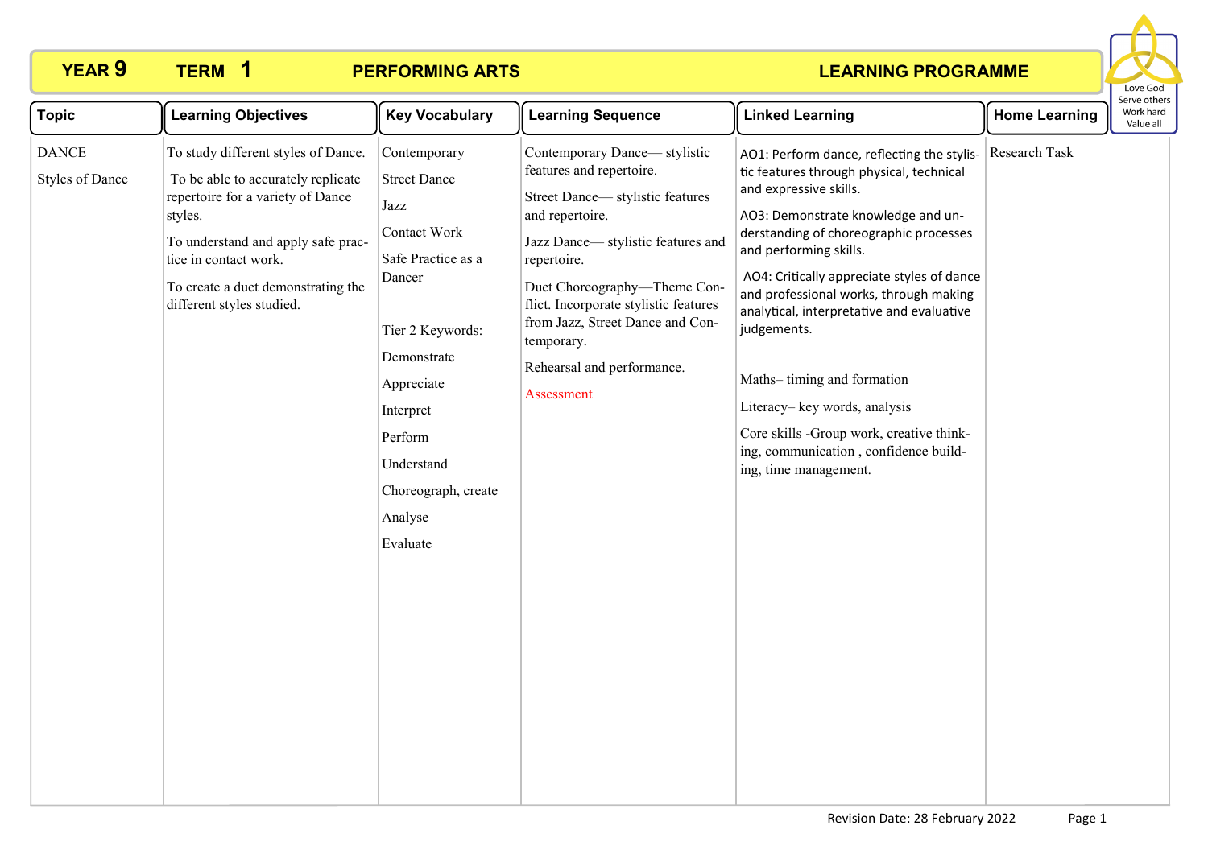# YEAR 9 TERM 1 PERFORMING ARTS LEARNING PROGRAMME

Love God
Serve others
Work hard
Value all

| Topic | Learning Objectives | Key Vocabulary | Learning Sequence | Linked Learning | Home Learning |
|---|---|---|---|---|---|
| DANCE<br><br>Styles of Dance | To study different styles of Dance.<br><br>To be able to accurately replicate repertoire for a variety of Dance styles.<br><br>To understand and apply safe practice in contact work.<br><br>To create a duet demonstrating the different styles studied. | Contemporary<br><br>Street Dance<br><br>Jazz<br><br>Contact Work<br><br>Safe Practice as a Dancer<br><br>Tier 2 Keywords:<br><br>Demonstrate<br><br>Appreciate<br><br>Interpret<br><br>Perform<br><br>Understand<br><br>Choreograph, create<br><br>Analyse<br><br>Evaluate | Contemporary Dance— stylistic features and repertoire.<br><br>Street Dance— stylistic features and repertoire.<br><br>Jazz Dance— stylistic features and repertoire.<br><br>Duet Choreography—Theme Conflict. Incorporate stylistic features from Jazz, Street Dance and Contemporary.<br><br>Rehearsal and performance.<br><br>Assessment | AO1: Perform dance, reflecting the stylistic features through physical, technical and expressive skills.<br><br>AO3: Demonstrate knowledge and understanding of choreographic processes and performing skills.<br><br>AO4: Critically appreciate styles of dance and professional works, through making analytical, interpretative and evaluative judgements.<br><br>Maths– timing and formation<br><br>Literacy– key words, analysis<br><br>Core skills -Group work, creative thinking, communication , confidence building, time management. | Research Task |

Revision Date: 28 February 2022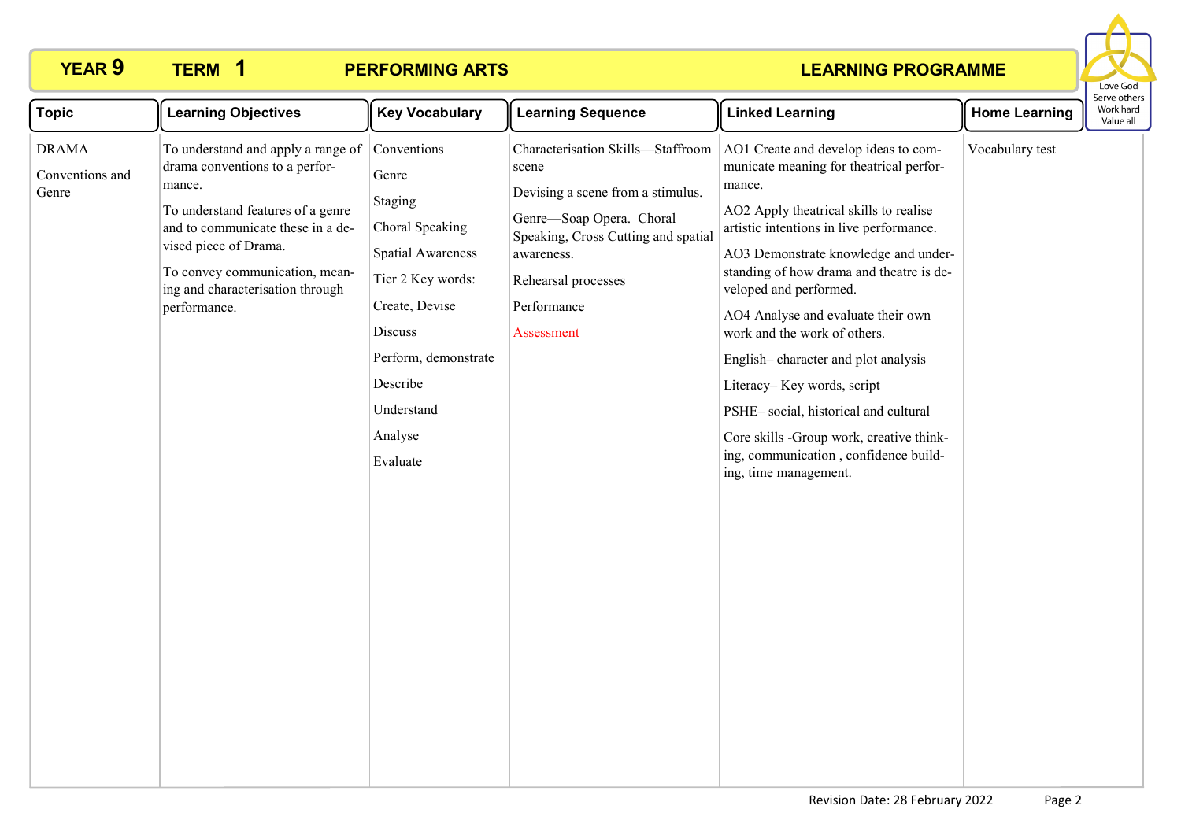# YEAR 9 TERM 1 PERFORMING ARTS LEARNING PROGRAMME

Love God
Serve others
Work hard
Value all

| Topic | Learning Objectives | Key Vocabulary | Learning Sequence | Linked Learning | Home Learning |
|---|---|---|---|---|---|
| DRAMA<br><br>Conventions and Genre | To understand and apply a range of drama conventions to a performance.<br><br>To understand features of a genre and to communicate these in a devised piece of Drama.<br><br>To convey communication, meaning and characterisation through performance. | Conventions<br><br>Genre<br><br>Staging<br><br>Choral Speaking<br><br>Spatial Awareness<br><br>Tier 2 Key words:<br><br>Create, Devise<br><br>Discuss<br><br>Perform, demonstrate<br><br>Describe<br><br>Understand<br><br>Analyse<br><br>Evaluate | Characterisation Skills—Staffroom scene<br><br>Devising a scene from a stimulus.<br><br>Genre—Soap Opera. Choral Speaking, Cross Cutting and spatial awareness.<br><br>Rehearsal processes<br><br>Performance<br><br>Assessment | AO1 Create and develop ideas to communicate meaning for theatrical performance.<br><br>AO2 Apply theatrical skills to realise artistic intentions in live performance.<br><br>AO3 Demonstrate knowledge and understanding of how drama and theatre is developed and performed.<br><br>AO4 Analyse and evaluate their own work and the work of others.<br><br>English– character and plot analysis<br><br>Literacy– Key words, script<br><br>PSHE– social, historical and cultural<br><br>Core skills -Group work, creative thinking, communication , confidence building, time management. | Vocabulary test |

Revision Date: 28 February 2022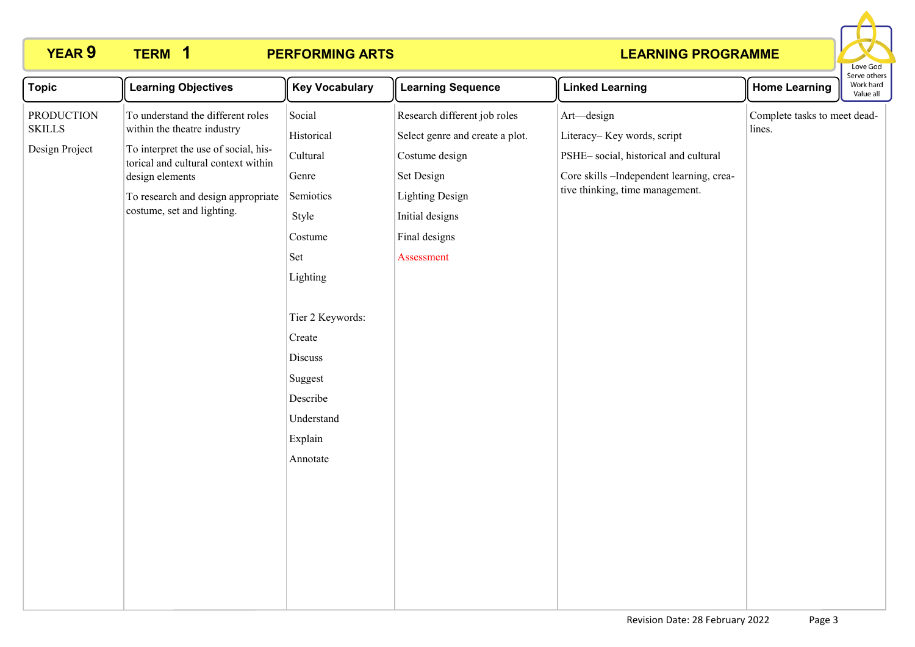# YEAR 9 TERM 1 PERFORMING ARTS LEARNING PROGRAMME

Love God
Serve others
Work hard
Value all

| Topic | Learning Objectives | Key Vocabulary | Learning Sequence | Linked Learning | Home Learning |
|---|---|---|---|---|---|
| PRODUCTION SKILLS<br><br>Design Project | To understand the different roles within the theatre industry<br><br>To interpret the use of social, historical and cultural context within design elements<br><br>To research and design appropriate costume, set and lighting. | Social<br>Historical<br>Cultural<br>Genre<br>Semiotics<br>Style<br>Costume<br>Set<br>Lighting<br><br>Tier 2 Keywords:<br>Create<br>Discuss<br>Suggest<br>Describe<br>Understand<br>Explain<br>Annotate | Research different job roles<br>Select genre and create a plot.<br>Costume design<br>Set Design<br>Lighting Design<br>Initial designs<br>Final designs<br>Assessment | Art—design<br>Literacy– Key words, script<br>PSHE– social, historical and cultural<br>Core skills –Independent learning, creative thinking, time management. | Complete tasks to meet deadlines. |

Revision Date: 28 February 2022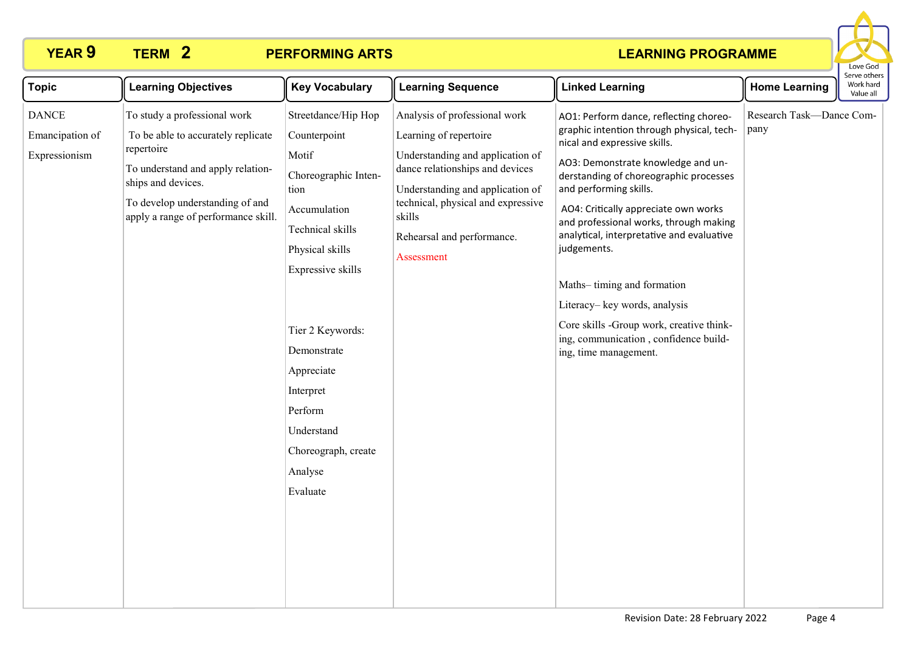**YEAR 9 TERM 2 PERFORMING ARTS LEARNING PROGRAMME**

Love God
Serve others
Work hard
Value all

| Topic | Learning Objectives | Key Vocabulary | Learning Sequence | Linked Learning | Home Learning |
|---|---|---|---|---|---|
| DANCE<br><br>Emancipation of<br><br>Expressionism | To study a professional work<br><br>To be able to accurately replicate repertoire<br><br>To understand and apply relationships and devices.<br><br>To develop understanding of and apply a range of performance skill. | Streetdance/Hip Hop<br><br>Counterpoint<br><br>Motif<br><br>Choreographic Intention<br><br>Accumulation<br><br>Technical skills<br><br>Physical skills<br><br>Expressive skills<br><br>Tier 2 Keywords:<br><br>Demonstrate<br><br>Appreciate<br><br>Interpret<br><br>Perform<br><br>Understand<br><br>Choreograph, create<br><br>Analyse<br><br>Evaluate | Analysis of professional work<br><br>Learning of repertoire<br><br>Understanding and application of dance relationships and devices<br><br>Understanding and application of technical, physical and expressive skills<br><br>Rehearsal and performance.<br><br>Assessment | AO1: Perform dance, reflecting choreographic intention through physical, technical and expressive skills.<br><br>AO3: Demonstrate knowledge and understanding of choreographic processes and performing skills.<br><br>AO4: Critically appreciate own works and professional works, through making analytical, interpretative and evaluative judgements.<br><br>Maths– timing and formation<br><br>Literacy– key words, analysis<br><br>Core skills -Group work, creative thinking, communication , confidence building, time management. | Research Task—Dance Company |

Revision Date: 28 February 2022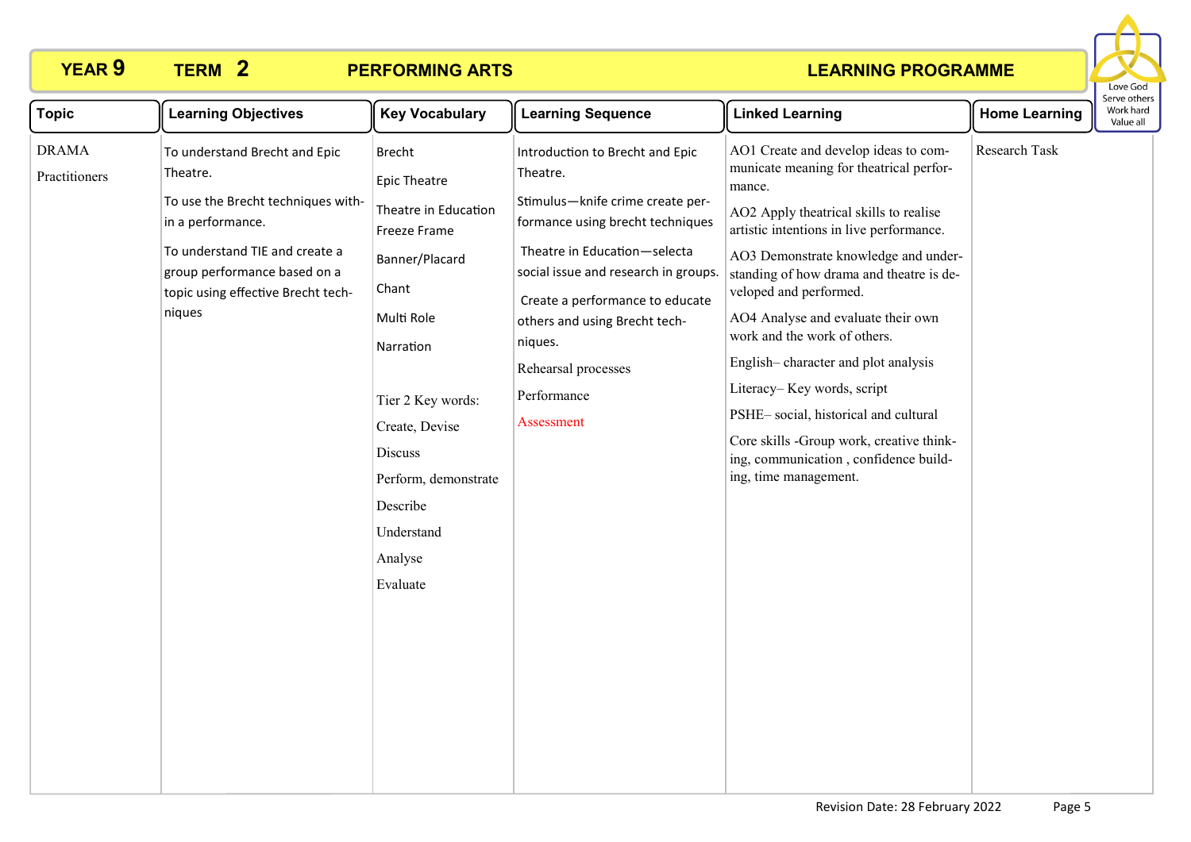# YEAR 9 TERM 2 PERFORMING ARTS LEARNING PROGRAMME

Love God
Serve others
Work hard
Value all

| Topic | Learning Objectives | Key Vocabulary | Learning Sequence | Linked Learning | Home Learning |
|---|---|---|---|---|---|
| DRAMA<br><br>Practitioners | To understand Brecht and Epic Theatre.<br><br>To use the Brecht techniques within a performance.<br><br>To understand TIE and create a group performance based on a topic using effective Brecht techniques | Brecht<br><br>Epic Theatre<br><br>Theatre in Education<br>Freeze Frame<br><br>Banner/Placard<br><br>Chant<br><br>Multi Role<br><br>Narration<br><br>Tier 2 Key words:<br><br>Create, Devise<br><br>Discuss<br><br>Perform, demonstrate<br><br>Describe<br><br>Understand<br><br>Analyse<br><br>Evaluate | Introduction to Brecht and Epic Theatre.<br><br>Stimulus—knife crime create performance using brecht techniques<br><br>Theatre in Education—selecta social issue and research in groups.<br><br>Create a performance to educate others and using Brecht techniques.<br><br>Rehearsal processes<br><br>Performance<br><br>Assessment | AO1 Create and develop ideas to communicate meaning for theatrical performance.<br><br>AO2 Apply theatrical skills to realise artistic intentions in live performance.<br><br>AO3 Demonstrate knowledge and understanding of how drama and theatre is developed and performed.<br><br>AO4 Analyse and evaluate their own work and the work of others.<br><br>English– character and plot analysis<br><br>Literacy– Key words, script<br><br>PSHE– social, historical and cultural<br><br>Core skills -Group work, creative thinking, communication , confidence building, time management. | Research Task |

Revision Date: 28 February 2022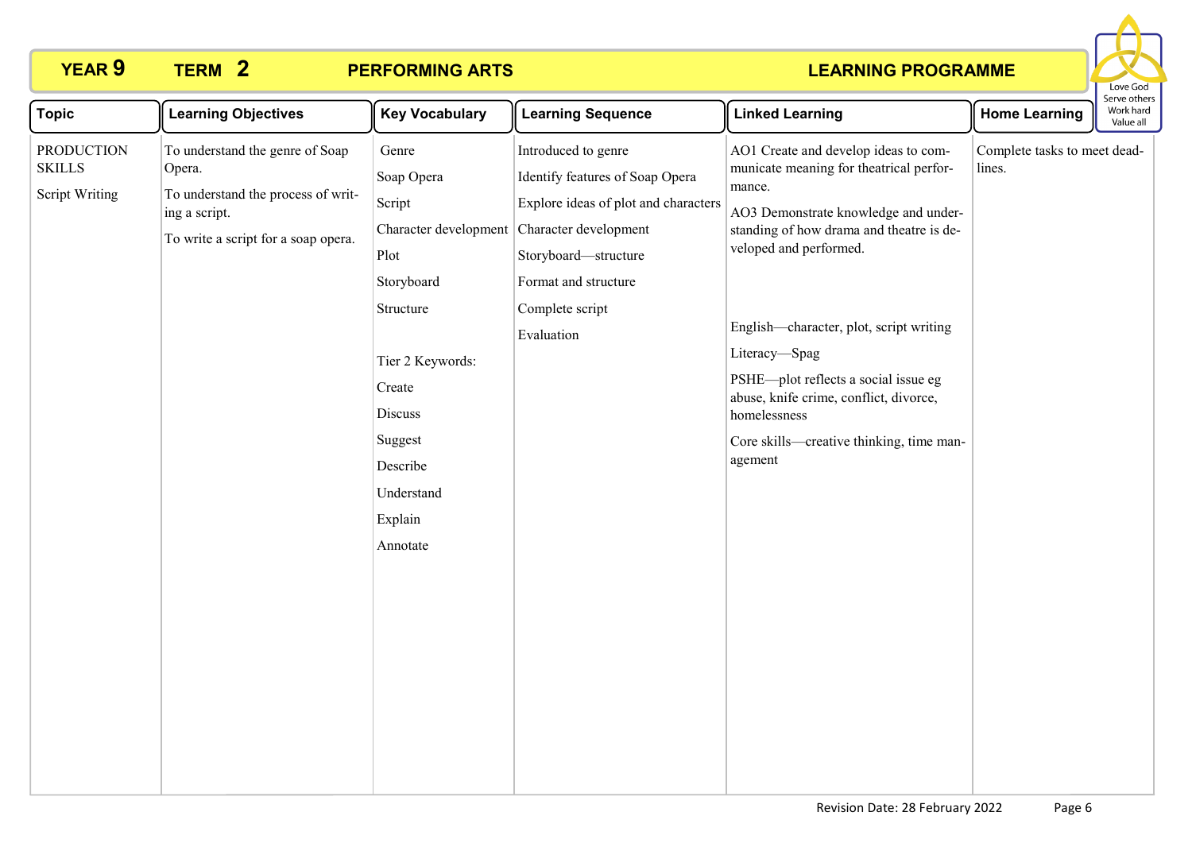**YEAR 9 TERM 2 PERFORMING ARTS LEARNING PROGRAMME**

Love God
Serve others
Work hard
Value all

| Topic | Learning Objectives | Key Vocabulary | Learning Sequence | Linked Learning | Home Learning |
|---|---|---|---|---|---|
| PRODUCTION SKILLS<br><br>Script Writing | To understand the genre of Soap Opera.<br><br>To understand the process of writing a script.<br><br>To write a script for a soap opera. | Genre<br><br>Soap Opera<br><br>Script<br><br>Character development<br><br>Plot<br><br>Storyboard<br><br>Structure<br><br>Tier 2 Keywords:<br><br>Create<br><br>Discuss<br><br>Suggest<br><br>Describe<br><br>Understand<br><br>Explain<br><br>Annotate | Introduced to genre<br><br>Identify features of Soap Opera<br><br>Explore ideas of plot and characters<br><br>Character development<br><br>Storyboard—structure<br><br>Format and structure<br><br>Complete script<br><br>Evaluation | AO1 Create and develop ideas to communicate meaning for theatrical performance.<br><br>AO3 Demonstrate knowledge and understanding of how drama and theatre is developed and performed.<br><br>English—character, plot, script writing<br><br>Literacy—Spag<br><br>PSHE—plot reflects a social issue eg abuse, knife crime, conflict, divorce, homelessness<br><br>Core skills—creative thinking, time management | Complete tasks to meet deadlines. |

Revision Date: 28 February 2022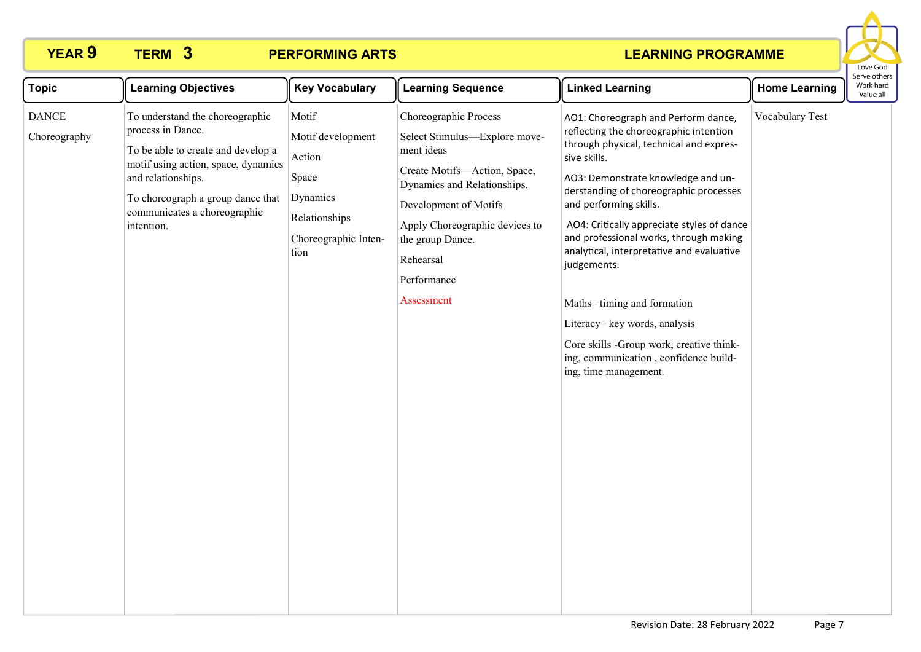# YEAR 9 TERM 3 PERFORMING ARTS LEARNING PROGRAMME

Love God
Serve others
Work hard
Value all

| Topic | Learning Objectives | Key Vocabulary | Learning Sequence | Linked Learning | Home Learning |
|---|---|---|---|---|---|
| DANCE<br><br>Choreography | To understand the choreographic process in Dance.<br><br>To be able to create and develop a motif using action, space, dynamics and relationships.<br><br>To choreograph a group dance that communicates a choreographic intention. | Motif<br><br>Motif development<br><br>Action<br><br>Space<br><br>Dynamics<br><br>Relationships<br><br>Choreographic Intention | Choreographic Process<br><br>Select Stimulus—Explore movement ideas<br><br>Create Motifs—Action, Space, Dynamics and Relationships.<br><br>Development of Motifs<br><br>Apply Choreographic devices to the group Dance.<br><br>Rehearsal<br><br>Performance<br><br>Assessment | AO1: Choreograph and Perform dance, reflecting the choreographic intention through physical, technical and expressive skills.<br><br>AO3: Demonstrate knowledge and understanding of choreographic processes and performing skills.<br><br>AO4: Critically appreciate styles of dance and professional works, through making analytical, interpretative and evaluative judgements.<br><br>Maths– timing and formation<br><br>Literacy– key words, analysis<br><br>Core skills -Group work, creative thinking, communication , confidence building, time management. | Vocabulary Test |

Revision Date: 28 February 2022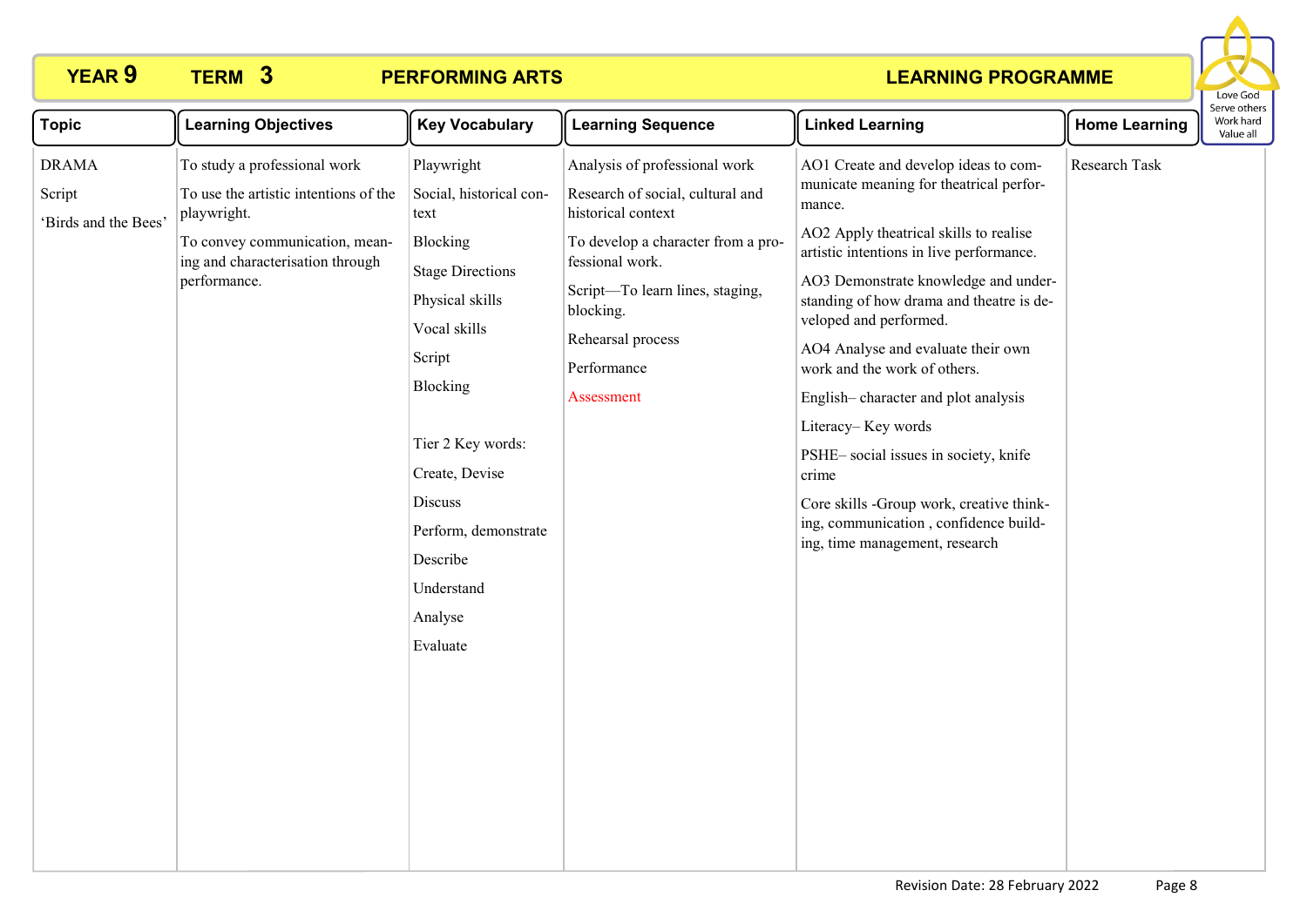# YEAR 9 TERM 3 PERFORMING ARTS LEARNING PROGRAMME

Love God
Serve others
Work hard
Value all

| Topic | Learning Objectives | Key Vocabulary | Learning Sequence | Linked Learning | Home Learning |
|---|---|---|---|---|---|
| DRAMA<br>Script<br>'Birds and the Bees' | To study a professional work<br>To use the artistic intentions of the playwright.<br>To convey communication, meaning and characterisation through performance. | Playwright<br>Social, historical context<br>Blocking<br>Stage Directions<br>Physical skills<br>Vocal skills<br>Script<br>Blocking<br><br>Tier 2 Key words:<br>Create, Devise<br>Discuss<br>Perform, demonstrate<br>Describe<br>Understand<br>Analyse<br>Evaluate | Analysis of professional work<br>Research of social, cultural and historical context<br>To develop a character from a professional work.<br>Script—To learn lines, staging, blocking.<br>Rehearsal process<br>Performance<br>Assessment | AO1 Create and develop ideas to communicate meaning for theatrical performance.<br>AO2 Apply theatrical skills to realise artistic intentions in live performance.<br>AO3 Demonstrate knowledge and understanding of how drama and theatre is developed and performed.<br>AO4 Analyse and evaluate their own work and the work of others.<br>English– character and plot analysis<br>Literacy– Key words<br>PSHE– social issues in society, knife crime<br>Core skills -Group work, creative thinking, communication , confidence building, time management, research | Research Task |

Revision Date: 28 February 2022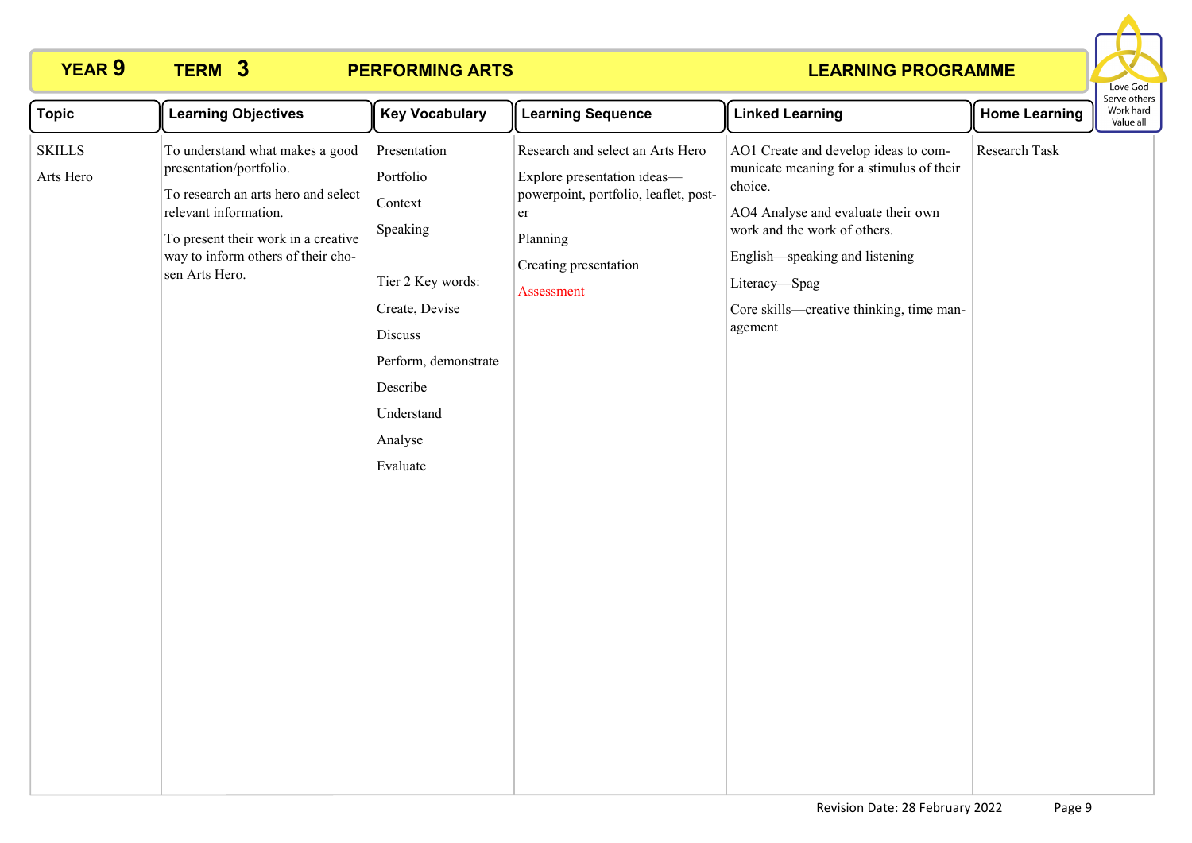# YEAR 9 TERM 3 PERFORMING ARTS LEARNING PROGRAMME

Love God
Serve others
Work hard
Value all

| Topic | Learning Objectives | Key Vocabulary | Learning Sequence | Linked Learning | Home Learning |
|---|---|---|---|---|---|
| SKILLS<br><br>Arts Hero | To understand what makes a good presentation/portfolio.<br><br>To research an arts hero and select relevant information.<br><br>To present their work in a creative way to inform others of their chosen Arts Hero. | Presentation<br><br>Portfolio<br><br>Context<br><br>Speaking<br><br>Tier 2 Key words:<br><br>Create, Devise<br><br>Discuss<br><br>Perform, demonstrate<br><br>Describe<br><br>Understand<br><br>Analyse<br><br>Evaluate | Research and select an Arts Hero<br><br>Explore presentation ideas—powerpoint, portfolio, leaflet, poster<br><br>Planning<br><br>Creating presentation<br><br>Assessment | AO1 Create and develop ideas to communicate meaning for a stimulus of their choice.<br><br>AO4 Analyse and evaluate their own work and the work of others.<br><br>English—speaking and listening<br><br>Literacy—Spag<br><br>Core skills—creative thinking, time management | Research Task |

Revision Date: 28 February 2022